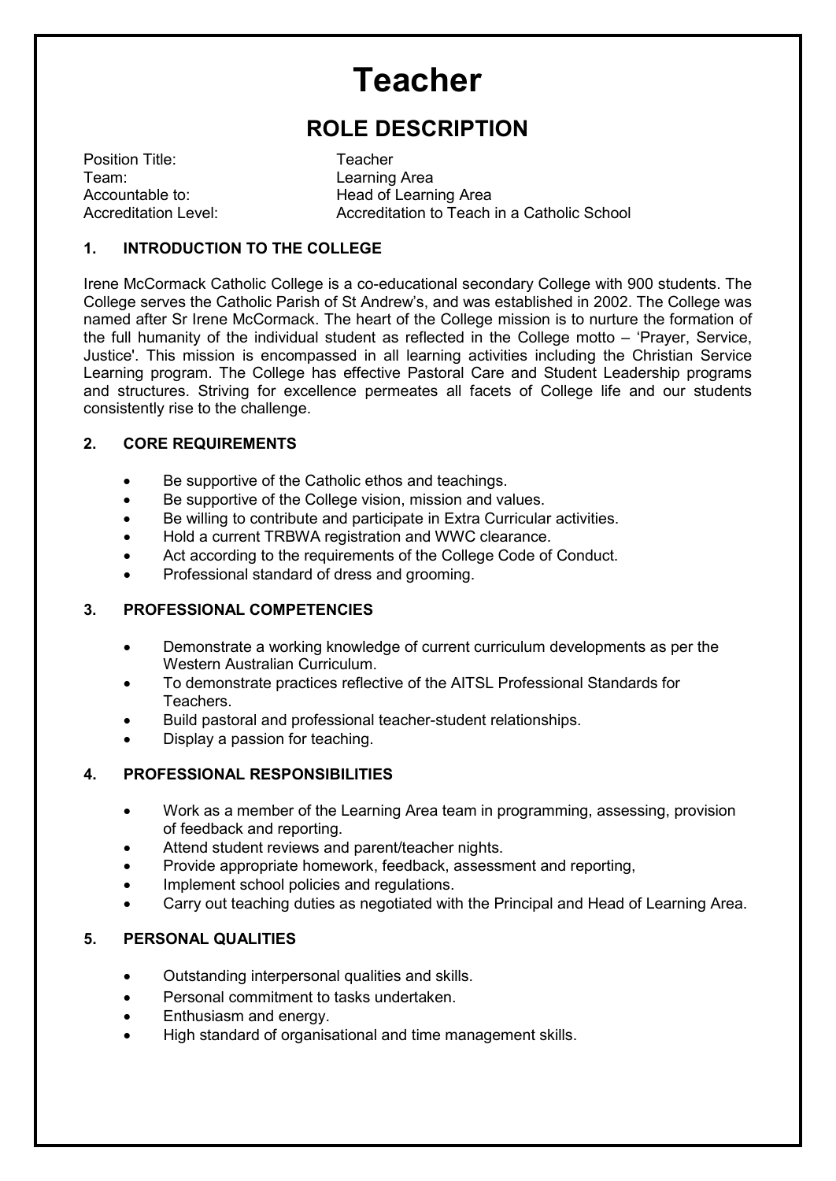# Teacher

## ROLE DESCRIPTION

| | |
|---|---|
| Position Title: | Teacher |
| Team: | Learning Area |
| Accountable to: | Head of Learning Area |
| Accreditation Level: | Accreditation to Teach in a Catholic School |

### 1. INTRODUCTION TO THE COLLEGE

Irene McCormack Catholic College is a co-educational secondary College with 900 students. The College serves the Catholic Parish of St Andrew's, and was established in 2002. The College was named after Sr Irene McCormack. The heart of the College mission is to nurture the formation of the full humanity of the individual student as reflected in the College motto – 'Prayer, Service, Justice'. This mission is encompassed in all learning activities including the Christian Service Learning program. The College has effective Pastoral Care and Student Leadership programs and structures. Striving for excellence permeates all facets of College life and our students consistently rise to the challenge.

### 2. CORE REQUIREMENTS

- Be supportive of the Catholic ethos and teachings.
- Be supportive of the College vision, mission and values.
- Be willing to contribute and participate in Extra Curricular activities.
- Hold a current TRBWA registration and WWC clearance.
- Act according to the requirements of the College Code of Conduct.
- Professional standard of dress and grooming.

### 3. PROFESSIONAL COMPETENCIES

- Demonstrate a working knowledge of current curriculum developments as per the Western Australian Curriculum.
- To demonstrate practices reflective of the AITSL Professional Standards for Teachers.
- Build pastoral and professional teacher-student relationships.
- Display a passion for teaching.

### 4. PROFESSIONAL RESPONSIBILITIES

- Work as a member of the Learning Area team in programming, assessing, provision of feedback and reporting.
- Attend student reviews and parent/teacher nights.
- Provide appropriate homework, feedback, assessment and reporting,
- Implement school policies and regulations.
- Carry out teaching duties as negotiated with the Principal and Head of Learning Area.

### 5. PERSONAL QUALITIES

- Outstanding interpersonal qualities and skills.
- Personal commitment to tasks undertaken.
- Enthusiasm and energy.
- High standard of organisational and time management skills.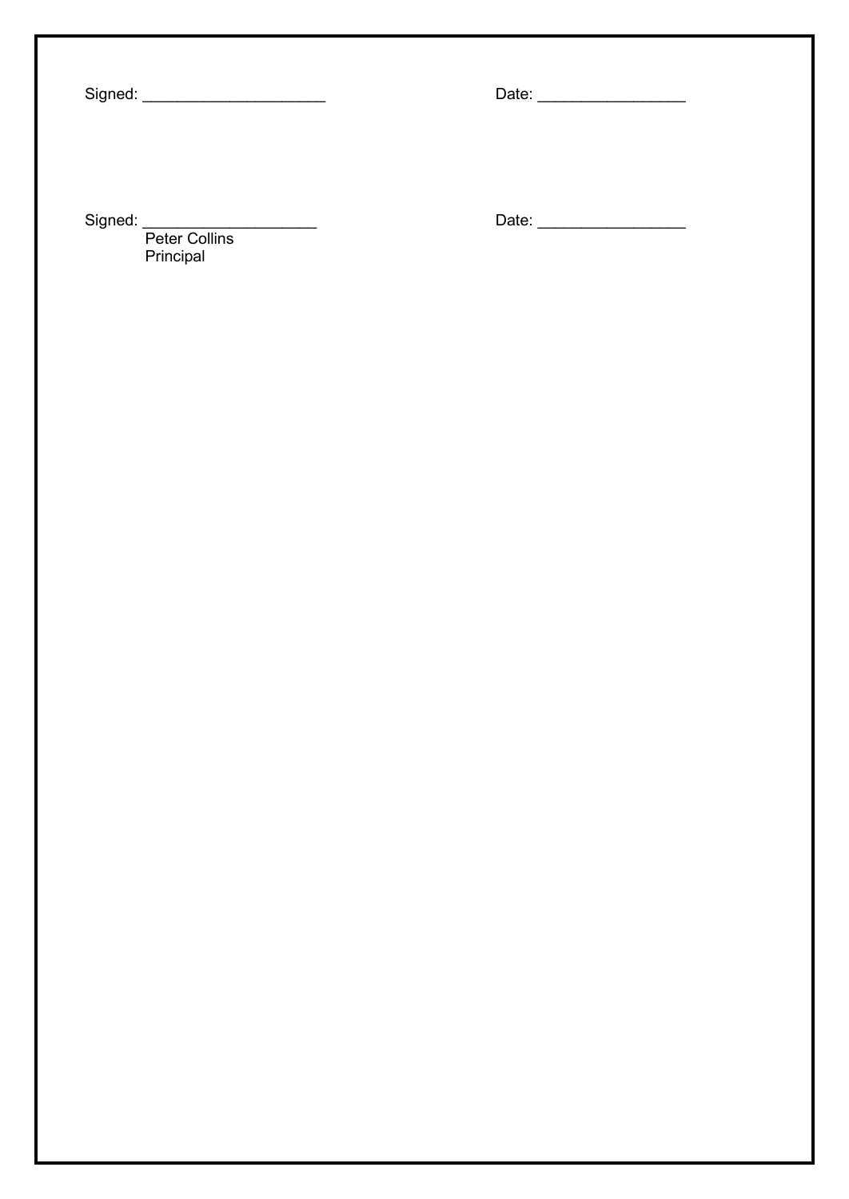Signed: _____________________ Date: _________________

Signed: ____________________ Date: _________________
Peter Collins
Principal